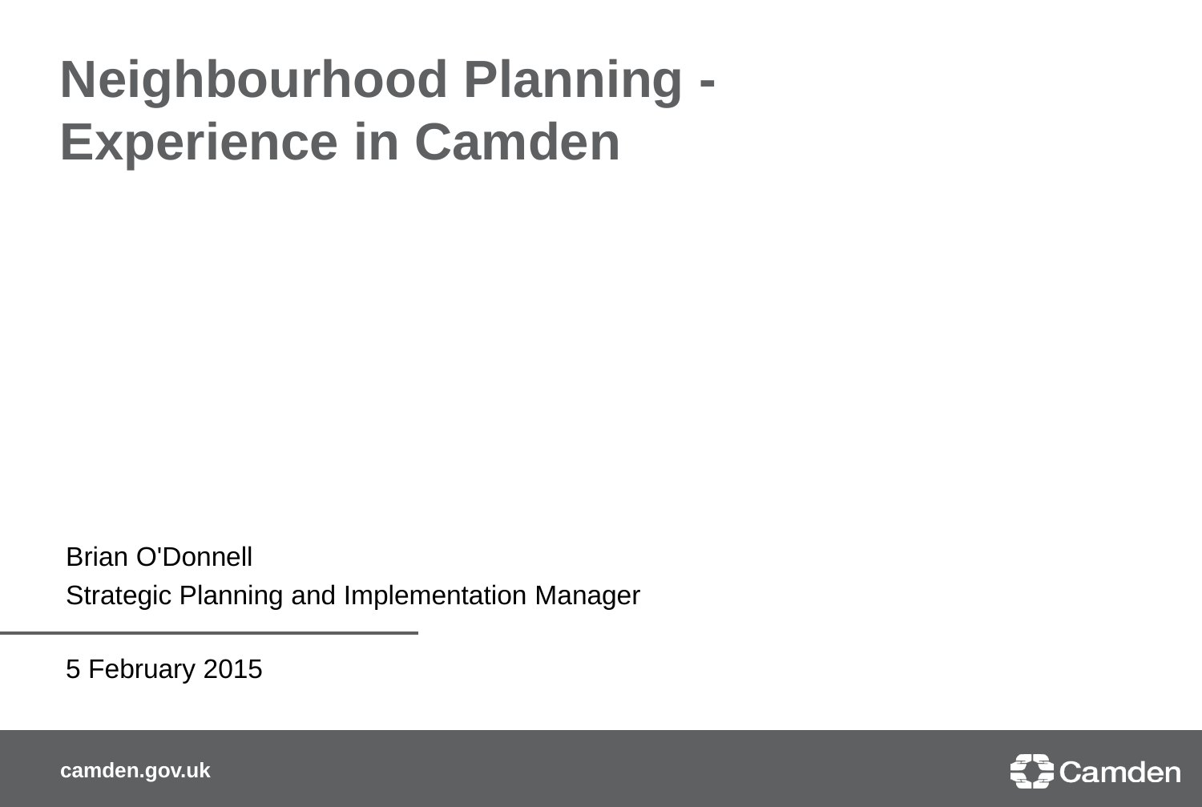# Neighbourhood Planning - Experience in Camden

Brian O'Donnell

Strategic Planning and Implementation Manager

5 February 2015

camden.gov.uk

Camden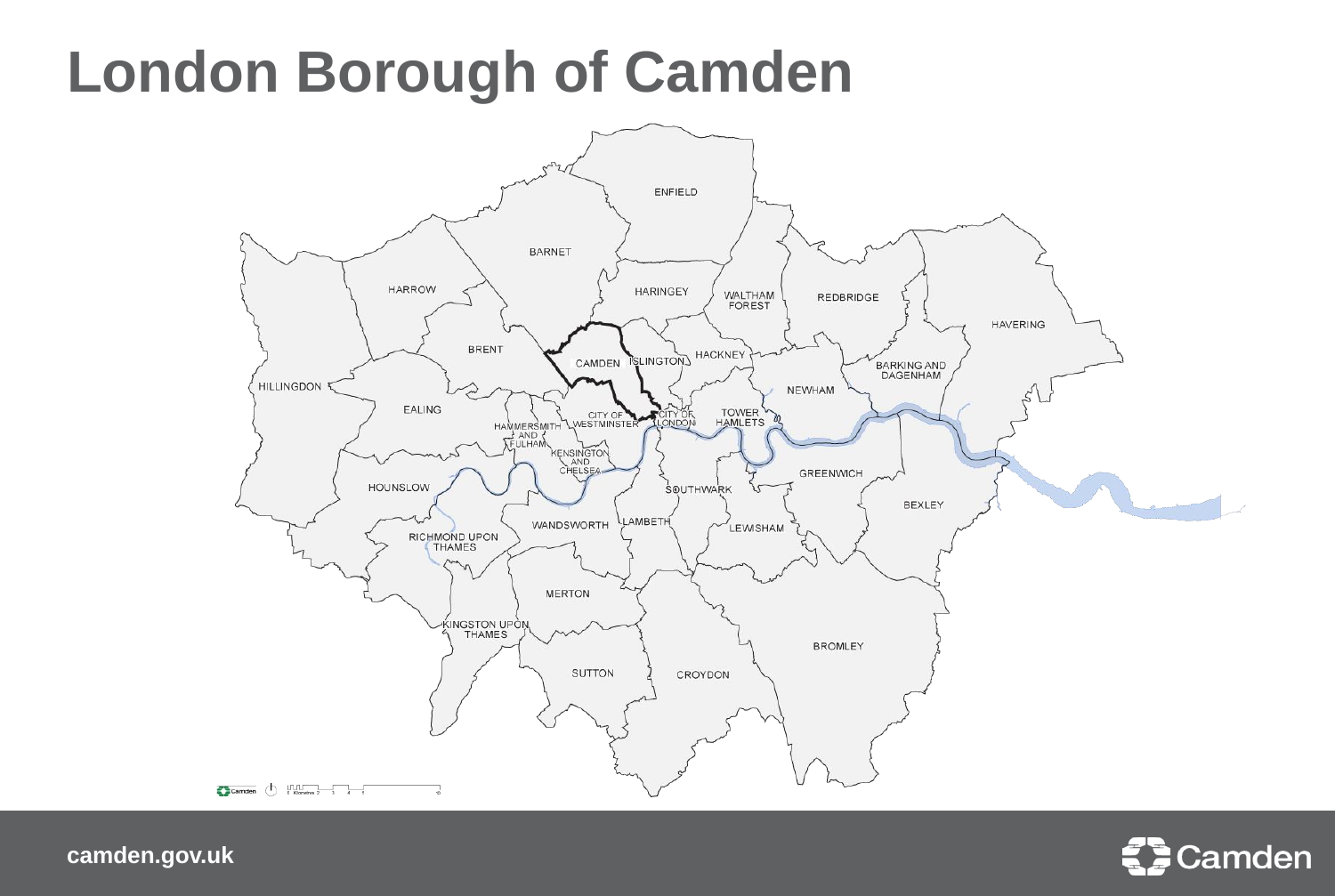# London Borough of Camden

ENFIELD

BARNET

HARROW

HARINGEY

WALTHAM FOREST

REDBRIDGE

HAVERING

BRENT

CAMDEN

ISLINGTON

HACKNEY

BARKING AND DAGENHAM

HILLINGDON

NEWHAM

EALING

CITY OF WESTMINSTER

CITY OF LONDON

TOWER HAMLETS

HAMMERSMITH AND FULHAM

KENSINGTON AND CHELSEA

GREENWICH

HOUNSLOW

SOUTHWARK

BEXLEY

WANDSWORTH

LAMBETH

LEWISHAM

RICHMOND UPON THAMES

MERTON

KINGSTON UPON THAMES

BROMLEY

SUTTON

CROYDON

camden.gov.uk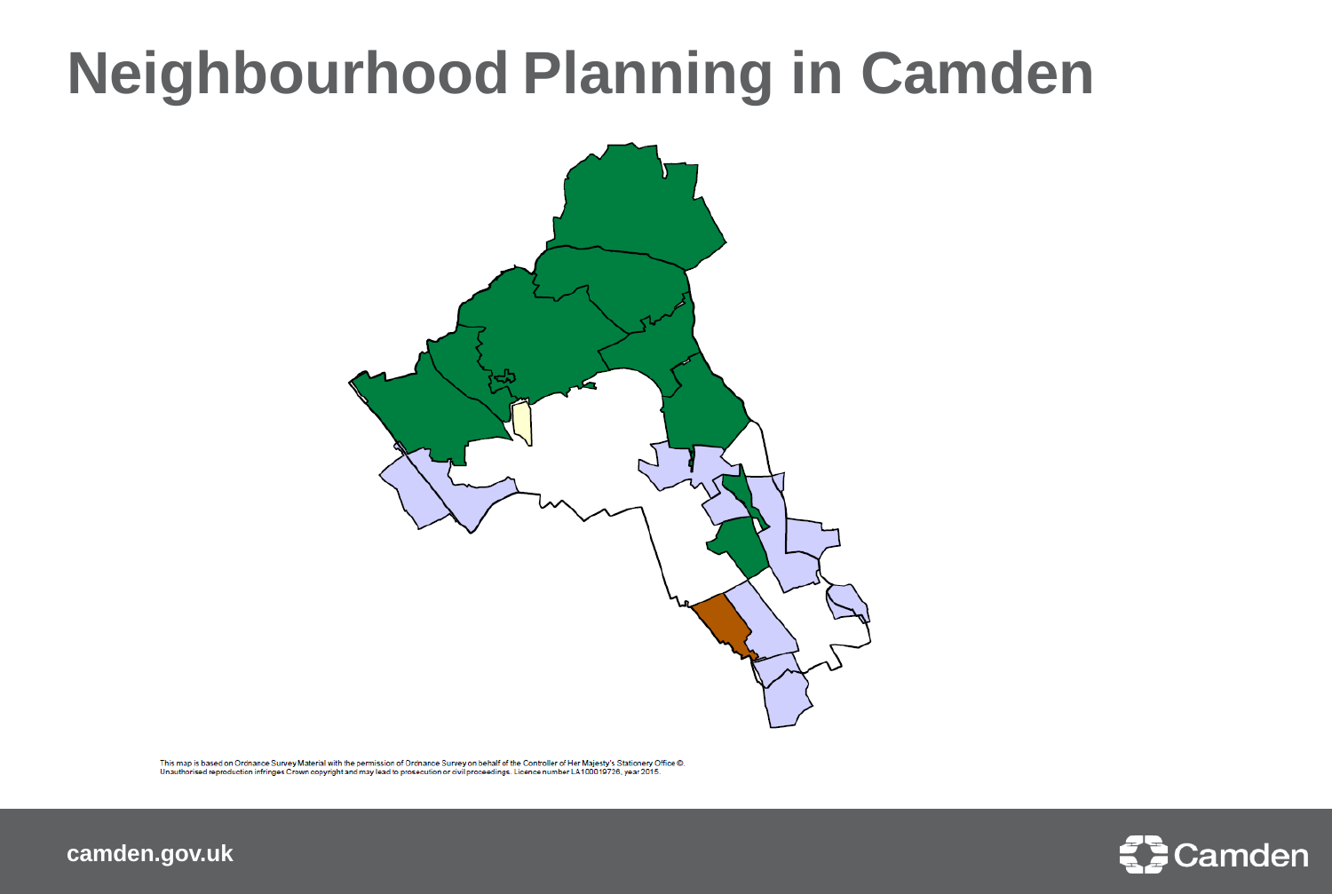# Neighbourhood Planning in Camden

This map is based on Ordnance Survey Material with the permission of Ordnance Survey on behalf of the Controller of Her Majesty's Stationery Office ©. Unauthorised reproduction infringes Crown copyright and may lead to prosecution or civil proceedings. Licence number LA100019726, year 2015.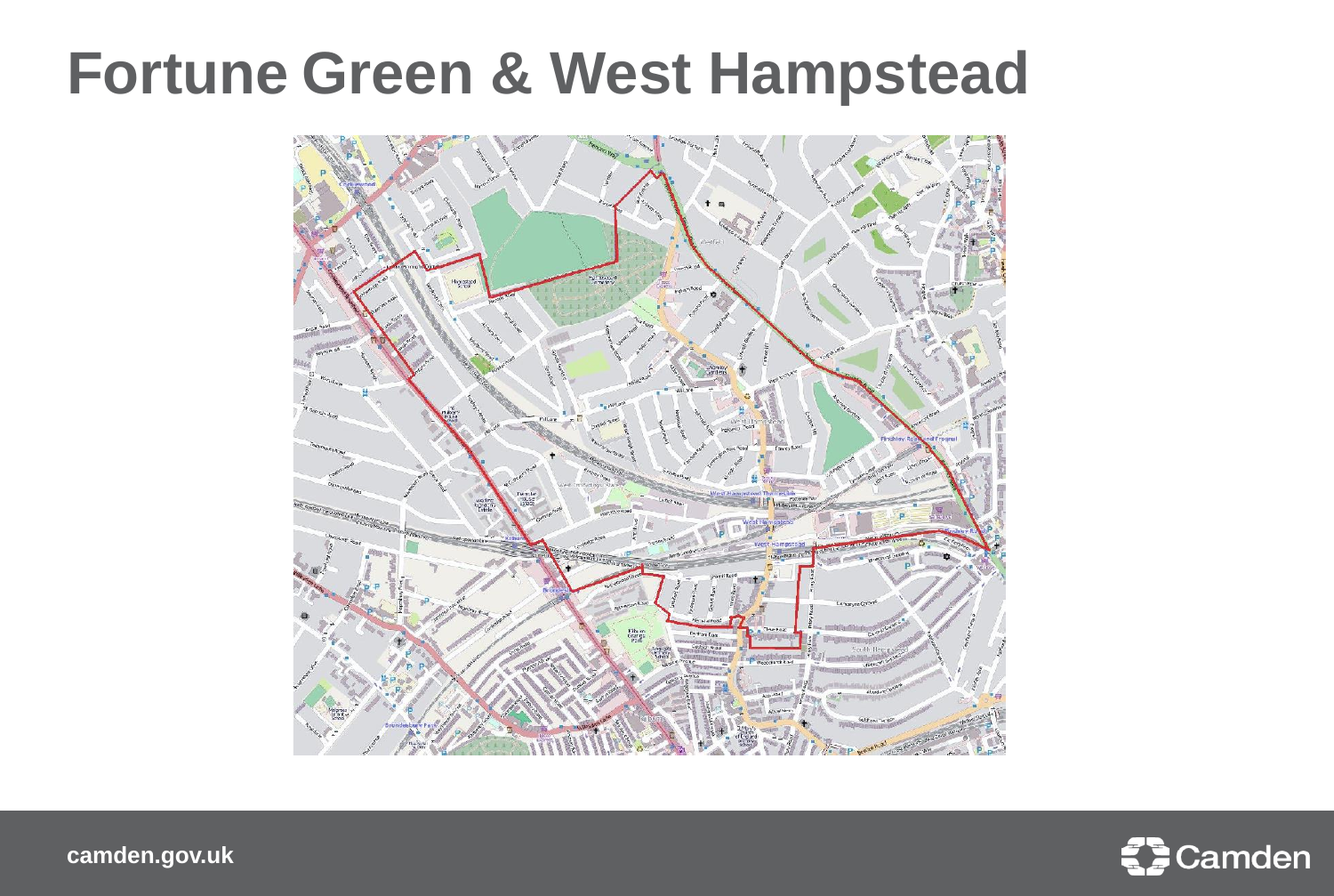# Fortune Green & West Hampstead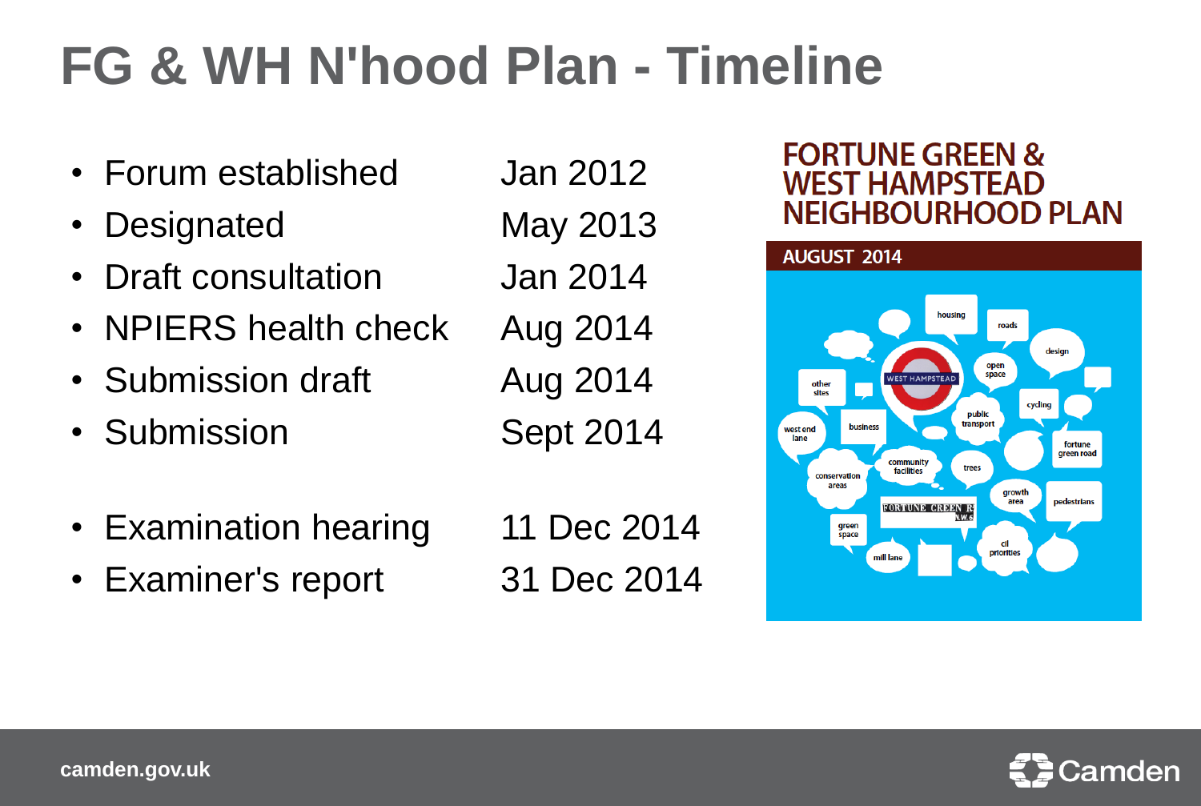# FG & WH N'hood Plan - Timeline

| | |
|---|---|
| Forum established | Jan 2012 |
| Designated | May 2013 |
| Draft consultation | Jan 2014 |
| NPIERS health check | Aug 2014 |
| Submission draft | Aug 2014 |
| Submission | Sept 2014 |
| | |
| Examination hearing | 11 Dec 2014 |
| Examiner's report | 31 Dec 2014 |

FORTUNE GREEN & WEST HAMPSTEAD NEIGHBOURHOOD PLAN

AUGUST 2014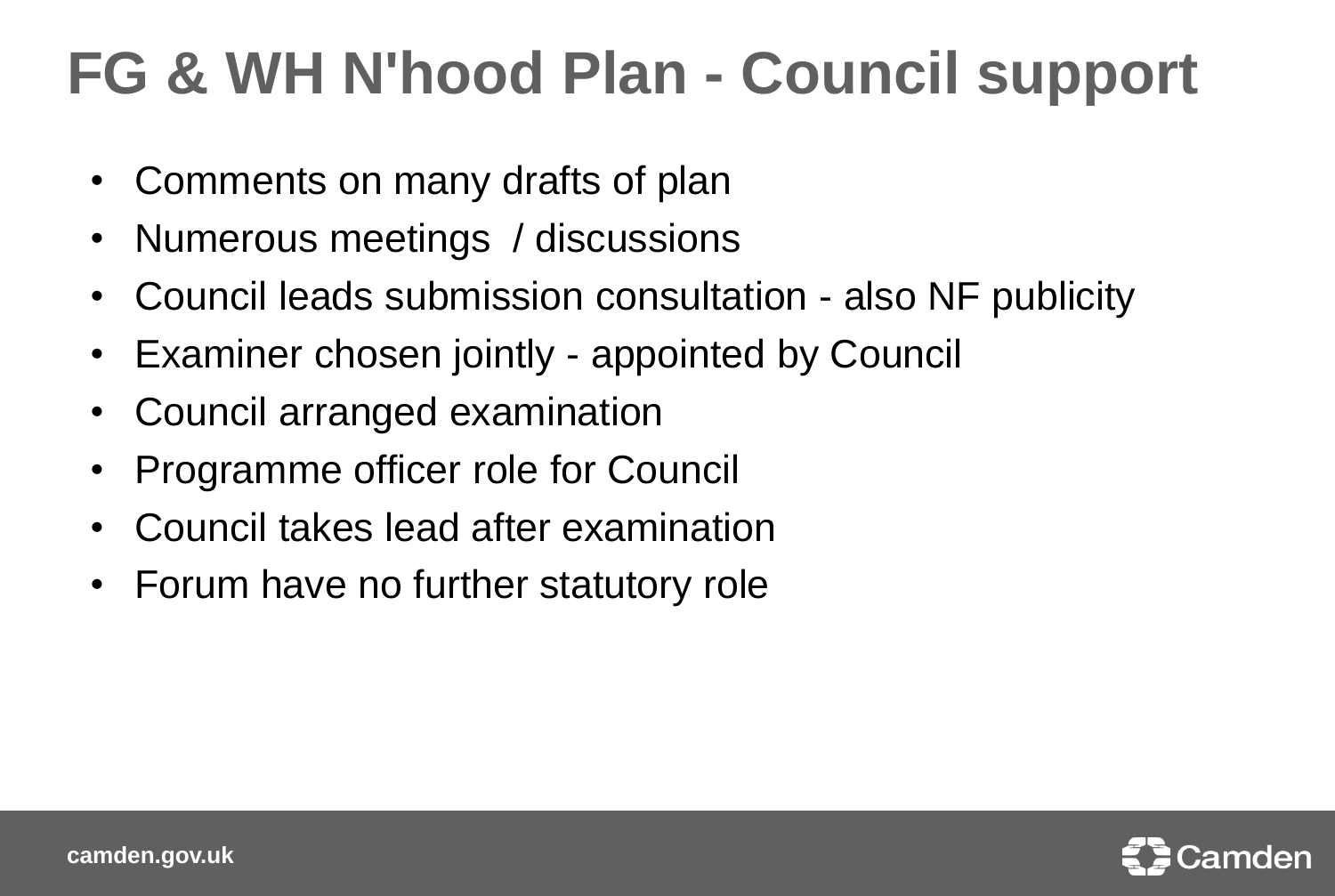# FG & WH N'hood Plan - Council support

- Comments on many drafts of plan
- Numerous meetings / discussions
- Council leads submission consultation - also NF publicity
- Examiner chosen jointly - appointed by Council
- Council arranged examination
- Programme officer role for Council
- Council takes lead after examination
- Forum have no further statutory role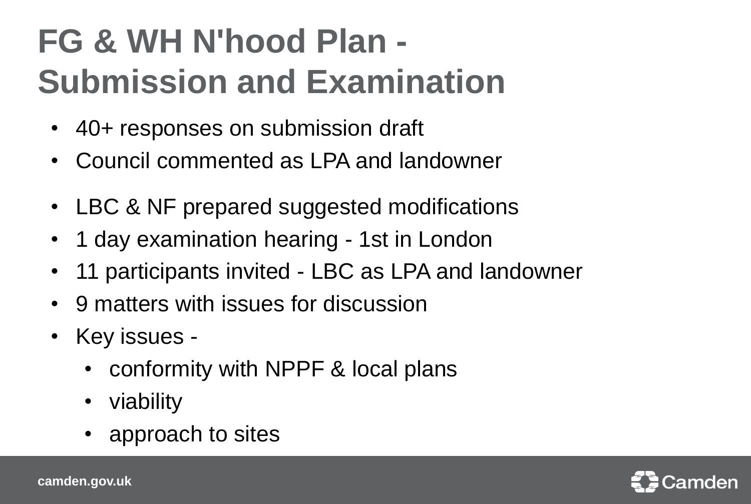# FG & WH N'hood Plan - Submission and Examination

- 40+ responses on submission draft
- Council commented as LPA and landowner

- LBC & NF prepared suggested modifications
- 1 day examination hearing - 1st in London
- 11 participants invited - LBC as LPA and landowner
- 9 matters with issues for discussion
- Key issues -
  - conformity with NPPF & local plans
  - viability
  - approach to sites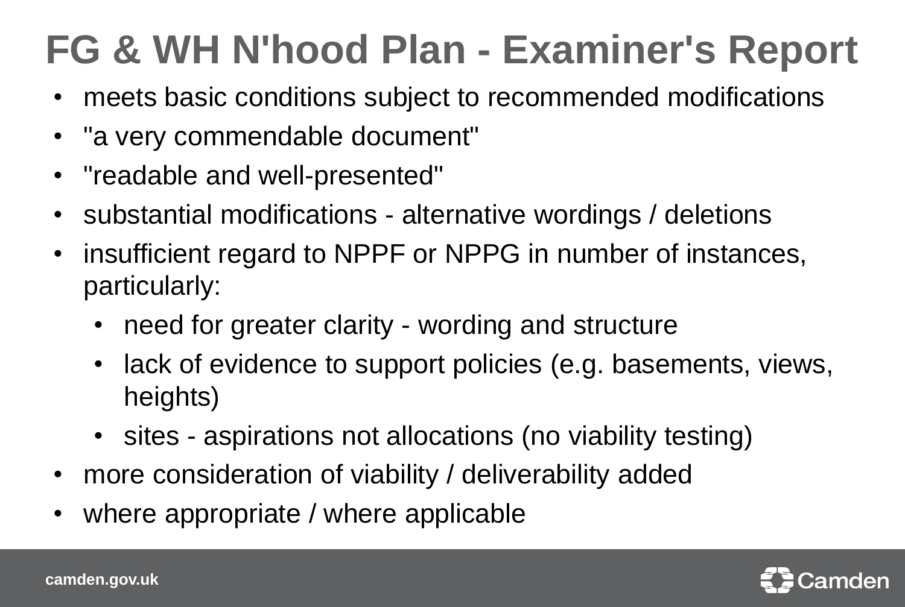# FG & WH N'hood Plan - Examiner's Report

- meets basic conditions subject to recommended modifications
- "a very commendable document"
- "readable and well-presented"
- substantial modifications - alternative wordings / deletions
- insufficient regard to NPPF or NPPG in number of instances, particularly:
  - need for greater clarity - wording and structure
  - lack of evidence to support policies (e.g. basements, views, heights)
  - sites - aspirations not allocations (no viability testing)
- more consideration of viability / deliverability added
- where appropriate / where applicable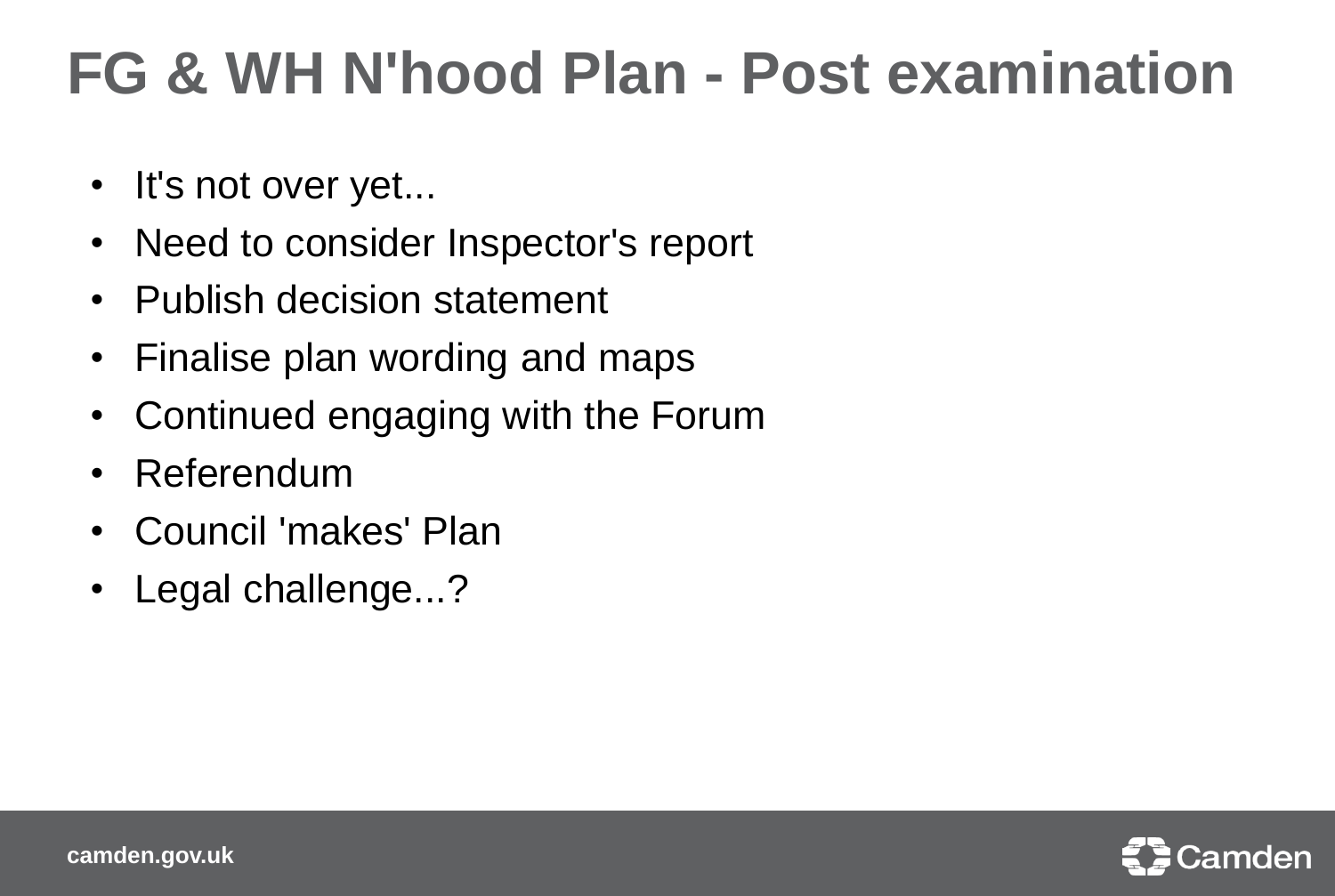# FG & WH N'hood Plan - Post examination

- It's not over yet...
- Need to consider Inspector's report
- Publish decision statement
- Finalise plan wording and maps
- Continued engaging with the Forum
- Referendum
- Council 'makes' Plan
- Legal challenge...?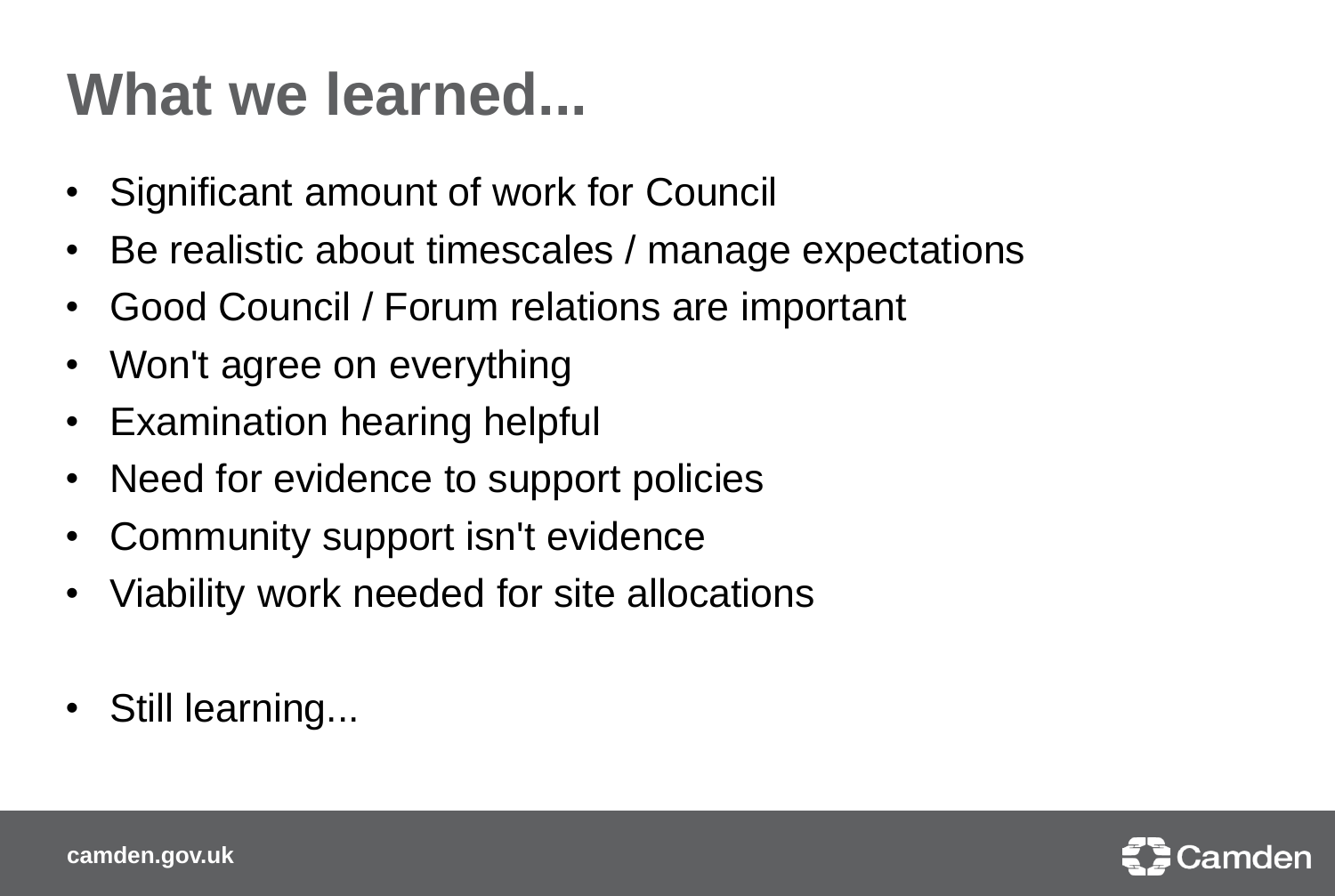# What we learned...

- Significant amount of work for Council
- Be realistic about timescales / manage expectations
- Good Council / Forum relations are important
- Won't agree on everything
- Examination hearing helpful
- Need for evidence to support policies
- Community support isn't evidence
- Viability work needed for site allocations

- Still learning...